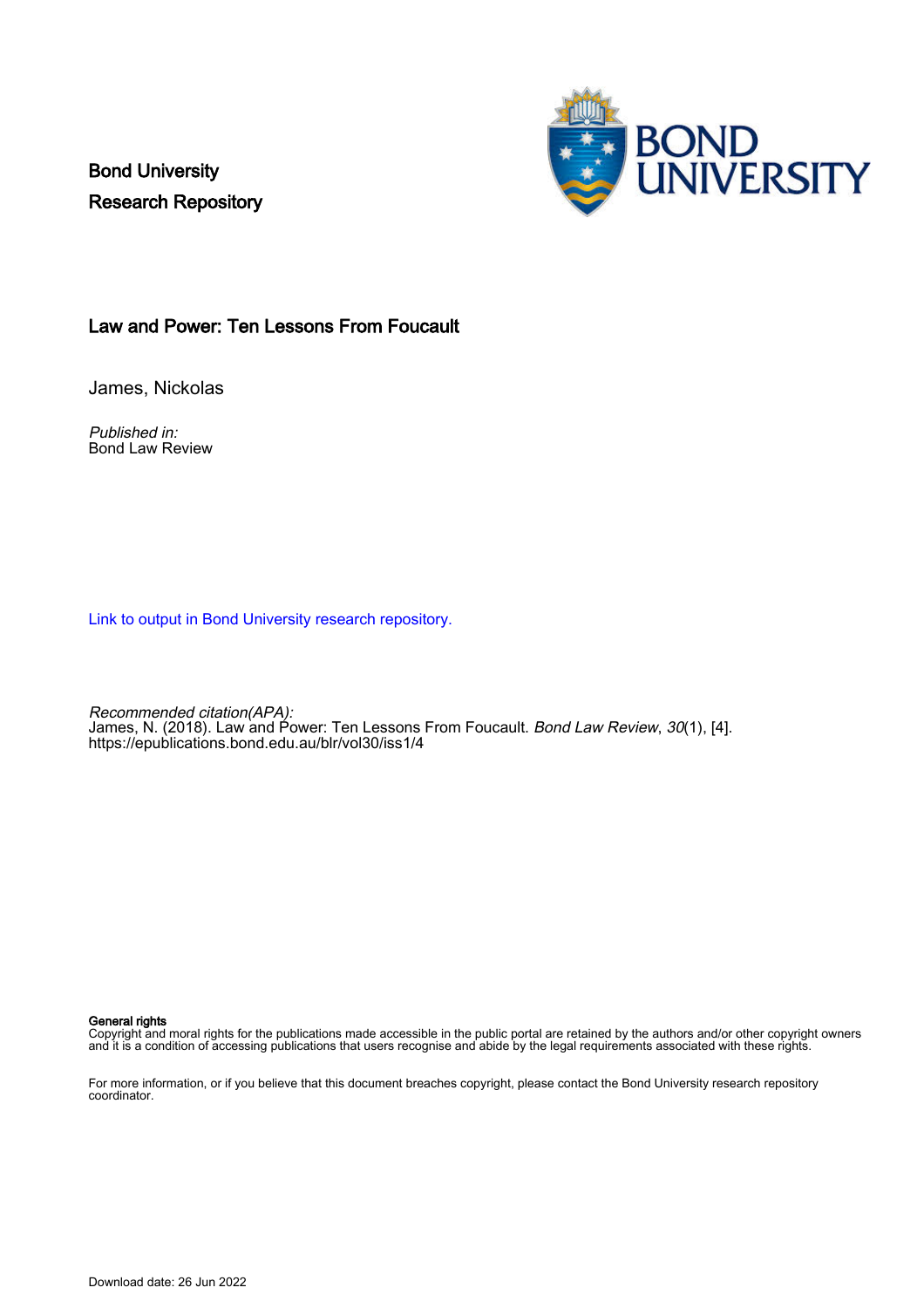Bond University
Research Repository

# Law and Power: Ten Lessons From Foucault

James, Nickolas

*Published in:*
Bond Law Review

Link to output in Bond University research repository.

*Recommended citation(APA):*
James, N. (2018). Law and Power: Ten Lessons From Foucault. *Bond Law Review*, *30*(1), [4].
https://epublications.bond.edu.au/blr/vol30/iss1/4

**General rights**
Copyright and moral rights for the publications made accessible in the public portal are retained by the authors and/or other copyright owners and it is a condition of accessing publications that users recognise and abide by the legal requirements associated with these rights.

For more information, or if you believe that this document breaches copyright, please contact the Bond University research repository coordinator.

Download date: 26 Jun 2022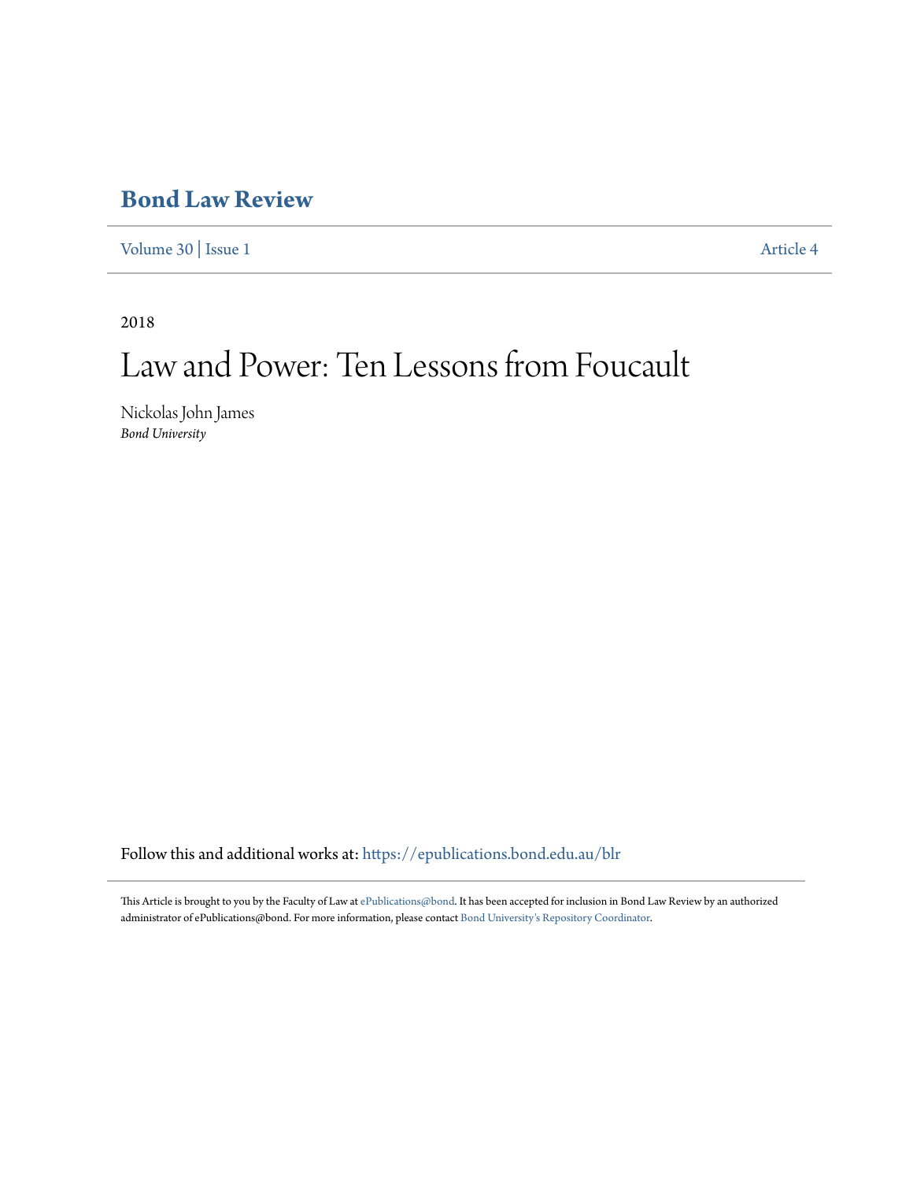# Bond Law Review

Volume 30 | Issue 1 Article 4

2018

# Law and Power: Ten Lessons from Foucault

Nickolas John James
*Bond University*

Follow this and additional works at: https://epublications.bond.edu.au/blr

This Article is brought to you by the Faculty of Law at ePublications@bond. It has been accepted for inclusion in Bond Law Review by an authorized administrator of ePublications@bond. For more information, please contact Bond University's Repository Coordinator.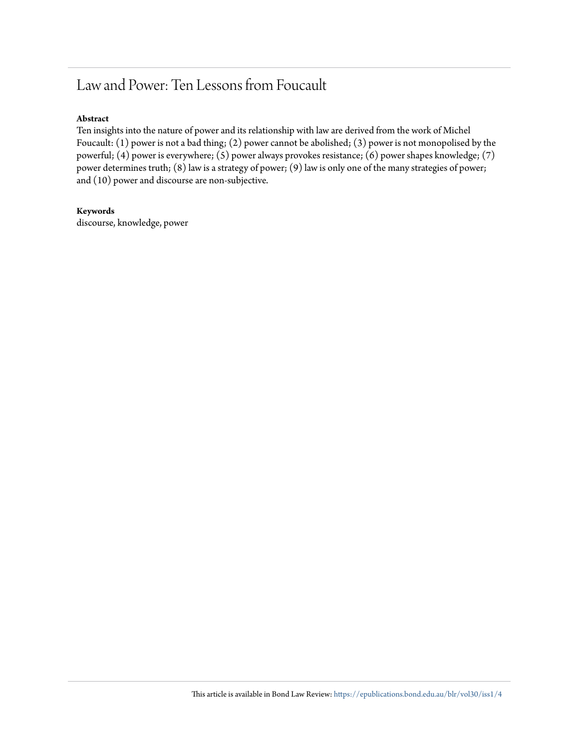# Law and Power: Ten Lessons from Foucault

**Abstract**

Ten insights into the nature of power and its relationship with law are derived from the work of Michel Foucault: (1) power is not a bad thing; (2) power cannot be abolished; (3) power is not monopolised by the powerful; (4) power is everywhere; (5) power always provokes resistance; (6) power shapes knowledge; (7) power determines truth; (8) law is a strategy of power; (9) law is only one of the many strategies of power; and (10) power and discourse are non-subjective.

**Keywords**

discourse, knowledge, power

This article is available in Bond Law Review: https://epublications.bond.edu.au/blr/vol30/iss1/4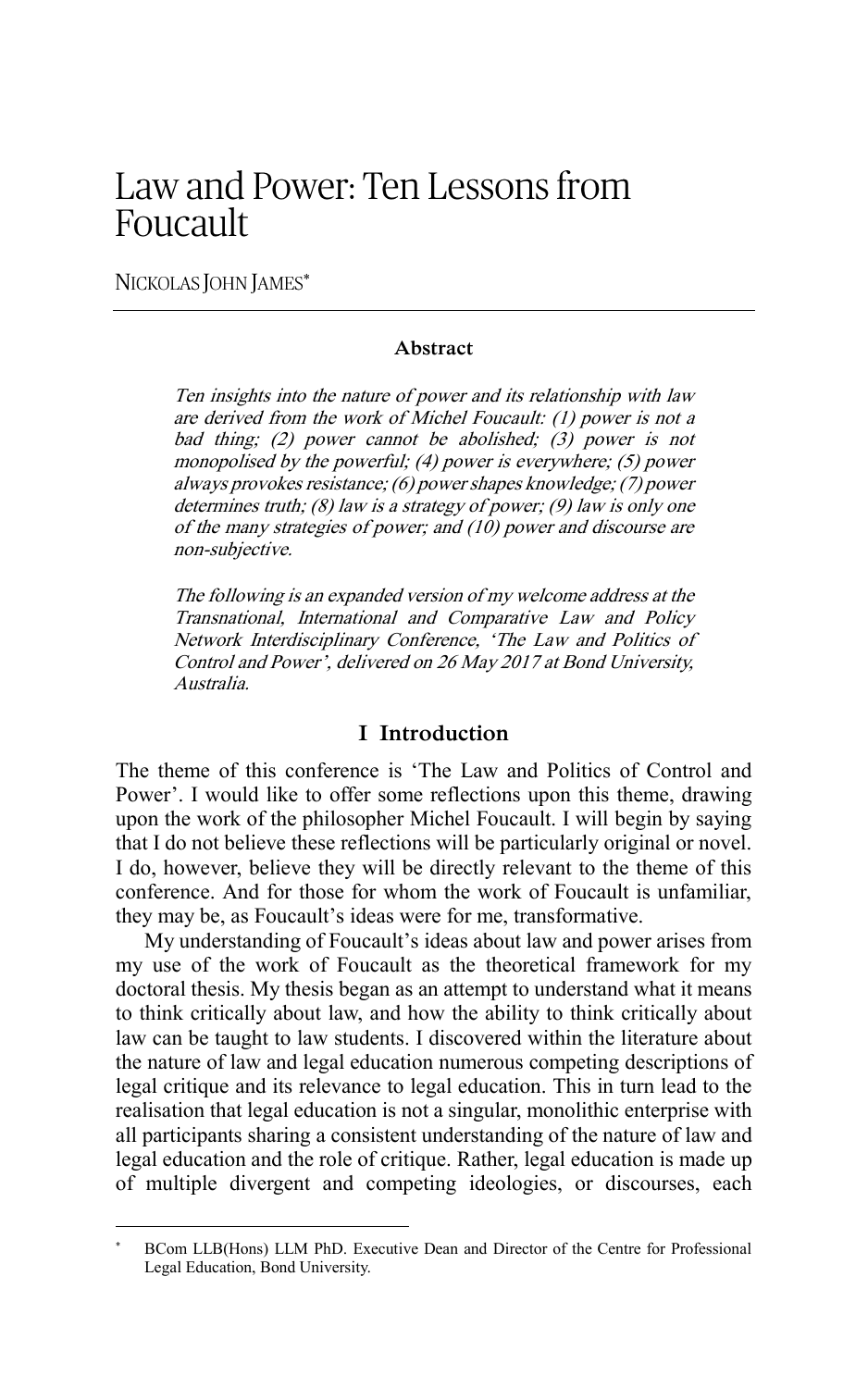# Law and Power: Ten Lessons from Foucault

NICKOLAS JOHN JAMES*

---

**Abstract**

*Ten insights into the nature of power and its relationship with law are derived from the work of Michel Foucault: (1) power is not a bad thing; (2) power cannot be abolished; (3) power is not monopolised by the powerful; (4) power is everywhere; (5) power always provokes resistance; (6) power shapes knowledge; (7) power determines truth; (8) law is a strategy of power; (9) law is only one of the many strategies of power; and (10) power and discourse are non-subjective.*

*The following is an expanded version of my welcome address at the Transnational, International and Comparative Law and Policy Network Interdisciplinary Conference, 'The Law and Politics of Control and Power', delivered on 26 May 2017 at Bond University, Australia.*

## I Introduction

The theme of this conference is 'The Law and Politics of Control and Power'. I would like to offer some reflections upon this theme, drawing upon the work of the philosopher Michel Foucault. I will begin by saying that I do not believe these reflections will be particularly original or novel. I do, however, believe they will be directly relevant to the theme of this conference. And for those for whom the work of Foucault is unfamiliar, they may be, as Foucault's ideas were for me, transformative.

My understanding of Foucault's ideas about law and power arises from my use of the work of Foucault as the theoretical framework for my doctoral thesis. My thesis began as an attempt to understand what it means to think critically about law, and how the ability to think critically about law can be taught to law students. I discovered within the literature about the nature of law and legal education numerous competing descriptions of legal critique and its relevance to legal education. This in turn lead to the realisation that legal education is not a singular, monolithic enterprise with all participants sharing a consistent understanding of the nature of law and legal education and the role of critique. Rather, legal education is made up of multiple divergent and competing ideologies, or discourses, each

---

* BCom LLB(Hons) LLM PhD. Executive Dean and Director of the Centre for Professional Legal Education, Bond University.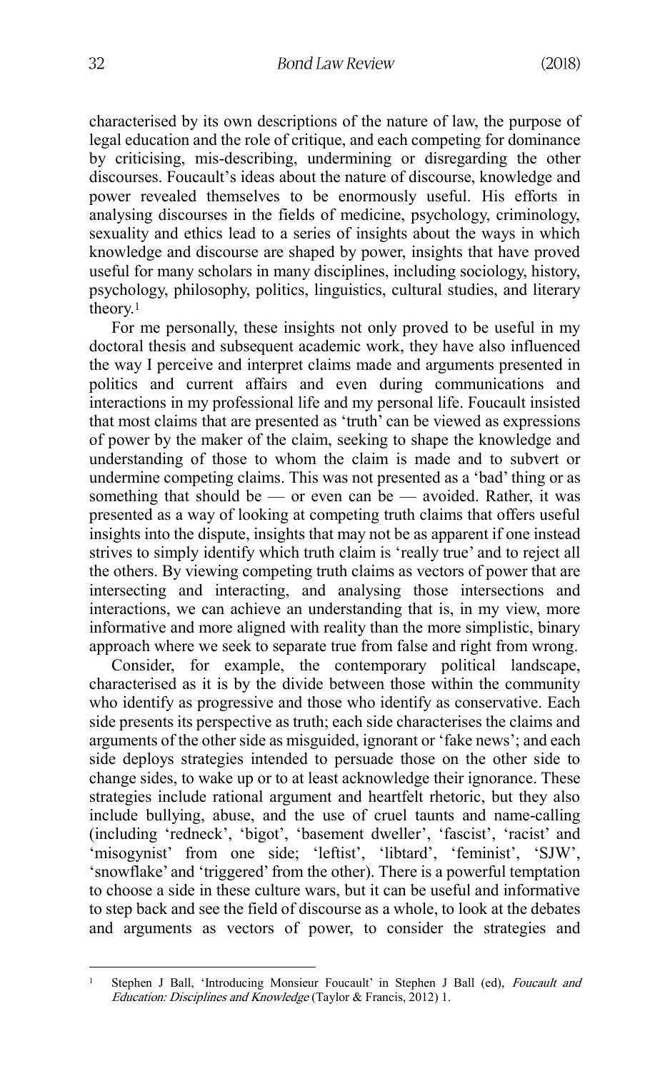characterised by its own descriptions of the nature of law, the purpose of legal education and the role of critique, and each competing for dominance by criticising, mis-describing, undermining or disregarding the other discourses. Foucault's ideas about the nature of discourse, knowledge and power revealed themselves to be enormously useful. His efforts in analysing discourses in the fields of medicine, psychology, criminology, sexuality and ethics lead to a series of insights about the ways in which knowledge and discourse are shaped by power, insights that have proved useful for many scholars in many disciplines, including sociology, history, psychology, philosophy, politics, linguistics, cultural studies, and literary theory.[1]

For me personally, these insights not only proved to be useful in my doctoral thesis and subsequent academic work, they have also influenced the way I perceive and interpret claims made and arguments presented in politics and current affairs and even during communications and interactions in my professional life and my personal life. Foucault insisted that most claims that are presented as 'truth' can be viewed as expressions of power by the maker of the claim, seeking to shape the knowledge and understanding of those to whom the claim is made and to subvert or undermine competing claims. This was not presented as a 'bad' thing or as something that should be — or even can be — avoided. Rather, it was presented as a way of looking at competing truth claims that offers useful insights into the dispute, insights that may not be as apparent if one instead strives to simply identify which truth claim is 'really true' and to reject all the others. By viewing competing truth claims as vectors of power that are intersecting and interacting, and analysing those intersections and interactions, we can achieve an understanding that is, in my view, more informative and more aligned with reality than the more simplistic, binary approach where we seek to separate true from false and right from wrong.

Consider, for example, the contemporary political landscape, characterised as it is by the divide between those within the community who identify as progressive and those who identify as conservative. Each side presents its perspective as truth; each side characterises the claims and arguments of the other side as misguided, ignorant or 'fake news'; and each side deploys strategies intended to persuade those on the other side to change sides, to wake up or to at least acknowledge their ignorance. These strategies include rational argument and heartfelt rhetoric, but they also include bullying, abuse, and the use of cruel taunts and name-calling (including 'redneck', 'bigot', 'basement dweller', 'fascist', 'racist' and 'misogynist' from one side; 'leftist', 'libtard', 'feminist', 'SJW', 'snowflake' and 'triggered' from the other). There is a powerful temptation to choose a side in these culture wars, but it can be useful and informative to step back and see the field of discourse as a whole, to look at the debates and arguments as vectors of power, to consider the strategies and

---

[1] Stephen J Ball, 'Introducing Monsieur Foucault' in Stephen J Ball (ed), *Foucault and Education: Disciplines and Knowledge* (Taylor & Francis, 2012) 1.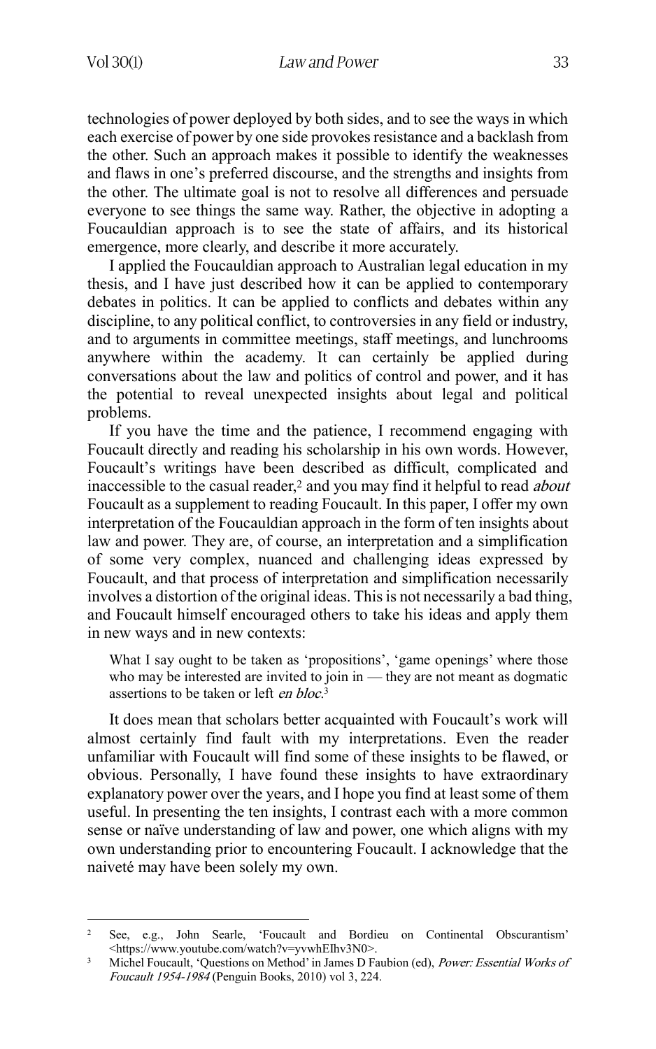technologies of power deployed by both sides, and to see the ways in which each exercise of power by one side provokes resistance and a backlash from the other. Such an approach makes it possible to identify the weaknesses and flaws in one's preferred discourse, and the strengths and insights from the other. The ultimate goal is not to resolve all differences and persuade everyone to see things the same way. Rather, the objective in adopting a Foucauldian approach is to see the state of affairs, and its historical emergence, more clearly, and describe it more accurately.

I applied the Foucauldian approach to Australian legal education in my thesis, and I have just described how it can be applied to contemporary debates in politics. It can be applied to conflicts and debates within any discipline, to any political conflict, to controversies in any field or industry, and to arguments in committee meetings, staff meetings, and lunchrooms anywhere within the academy. It can certainly be applied during conversations about the law and politics of control and power, and it has the potential to reveal unexpected insights about legal and political problems.

If you have the time and the patience, I recommend engaging with Foucault directly and reading his scholarship in his own words. However, Foucault's writings have been described as difficult, complicated and inaccessible to the casual reader,[2] and you may find it helpful to read *about* Foucault as a supplement to reading Foucault. In this paper, I offer my own interpretation of the Foucauldian approach in the form of ten insights about law and power. They are, of course, an interpretation and a simplification of some very complex, nuanced and challenging ideas expressed by Foucault, and that process of interpretation and simplification necessarily involves a distortion of the original ideas. This is not necessarily a bad thing, and Foucault himself encouraged others to take his ideas and apply them in new ways and in new contexts:

> What I say ought to be taken as 'propositions', 'game openings' where those who may be interested are invited to join in — they are not meant as dogmatic assertions to be taken or left *en bloc*.[3]

It does mean that scholars better acquainted with Foucault's work will almost certainly find fault with my interpretations. Even the reader unfamiliar with Foucault will find some of these insights to be flawed, or obvious. Personally, I have found these insights to have extraordinary explanatory power over the years, and I hope you find at least some of them useful. In presenting the ten insights, I contrast each with a more common sense or naïve understanding of law and power, one which aligns with my own understanding prior to encountering Foucault. I acknowledge that the naiveté may have been solely my own.

---

[2] See, e.g., John Searle, 'Foucault and Bordieu on Continental Obscurantism' <https://www.youtube.com/watch?v=yvwhEIhv3N0>.

[3] Michel Foucault, 'Questions on Method' in James D Faubion (ed), *Power: Essential Works of Foucault 1954-1984* (Penguin Books, 2010) vol 3, 224.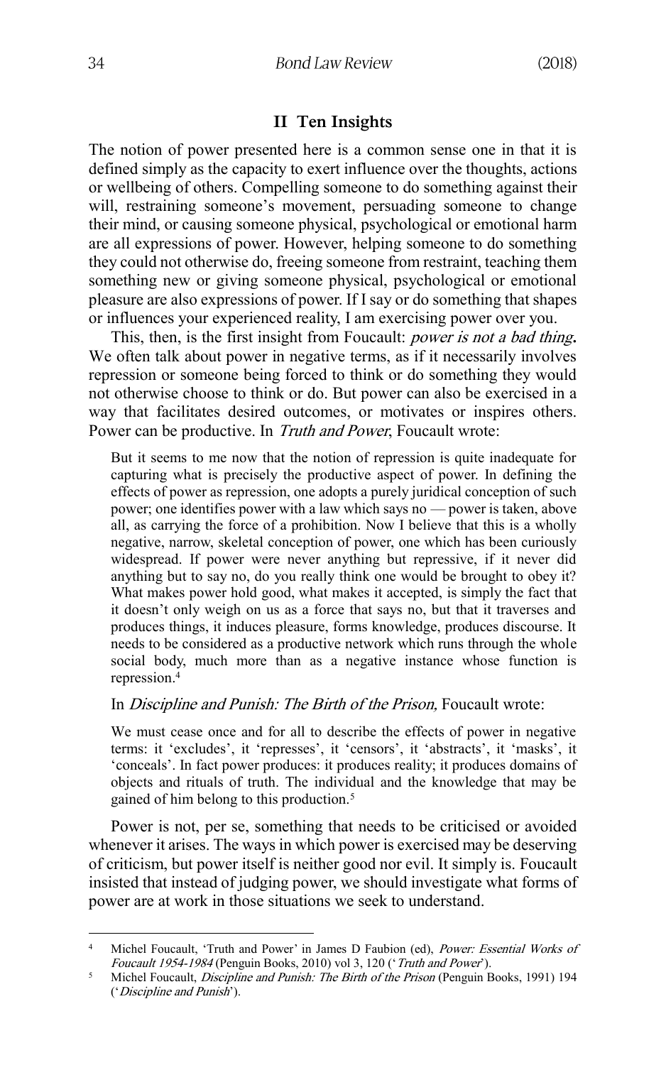## II Ten Insights

The notion of power presented here is a common sense one in that it is defined simply as the capacity to exert influence over the thoughts, actions or wellbeing of others. Compelling someone to do something against their will, restraining someone's movement, persuading someone to change their mind, or causing someone physical, psychological or emotional harm are all expressions of power. However, helping someone to do something they could not otherwise do, freeing someone from restraint, teaching them something new or giving someone physical, psychological or emotional pleasure are also expressions of power. If I say or do something that shapes or influences your experienced reality, I am exercising power over you.

This, then, is the first insight from Foucault: *power is not a bad thing***.** We often talk about power in negative terms, as if it necessarily involves repression or someone being forced to think or do something they would not otherwise choose to think or do. But power can also be exercised in a way that facilitates desired outcomes, or motivates or inspires others. Power can be productive. In *Truth and Power*, Foucault wrote:

> But it seems to me now that the notion of repression is quite inadequate for capturing what is precisely the productive aspect of power. In defining the effects of power as repression, one adopts a purely juridical conception of such power; one identifies power with a law which says no — power is taken, above all, as carrying the force of a prohibition. Now I believe that this is a wholly negative, narrow, skeletal conception of power, one which has been curiously widespread. If power were never anything but repressive, if it never did anything but to say no, do you really think one would be brought to obey it? What makes power hold good, what makes it accepted, is simply the fact that it doesn't only weigh on us as a force that says no, but that it traverses and produces things, it induces pleasure, forms knowledge, produces discourse. It needs to be considered as a productive network which runs through the whole social body, much more than as a negative instance whose function is repression.[4]

In *Discipline and Punish: The Birth of the Prison,* Foucault wrote:

> We must cease once and for all to describe the effects of power in negative terms: it 'excludes', it 'represses', it 'censors', it 'abstracts', it 'masks', it 'conceals'. In fact power produces: it produces reality; it produces domains of objects and rituals of truth. The individual and the knowledge that may be gained of him belong to this production.[5]

Power is not, per se, something that needs to be criticised or avoided whenever it arises. The ways in which power is exercised may be deserving of criticism, but power itself is neither good nor evil. It simply is. Foucault insisted that instead of judging power, we should investigate what forms of power are at work in those situations we seek to understand.

---

[4] Michel Foucault, 'Truth and Power' in James D Faubion (ed), *Power: Essential Works of Foucault 1954-1984* (Penguin Books, 2010) vol 3, 120 ('*Truth and Power*').

[5] Michel Foucault, *Discipline and Punish: The Birth of the Prison* (Penguin Books, 1991) 194 ('*Discipline and Punish*').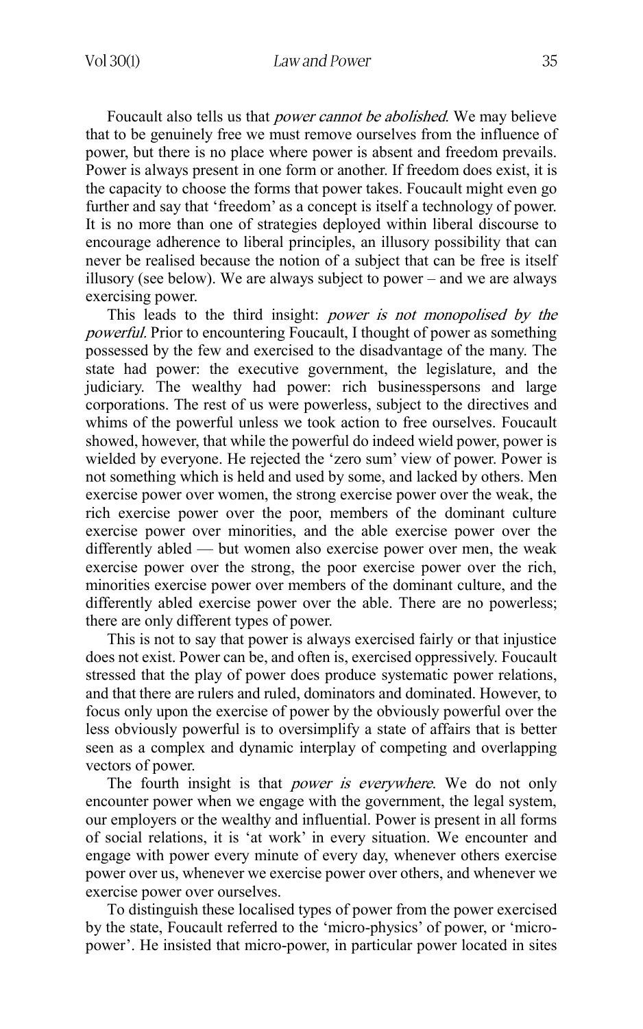Foucault also tells us that *power cannot be abolished*. We may believe that to be genuinely free we must remove ourselves from the influence of power, but there is no place where power is absent and freedom prevails. Power is always present in one form or another. If freedom does exist, it is the capacity to choose the forms that power takes. Foucault might even go further and say that 'freedom' as a concept is itself a technology of power. It is no more than one of strategies deployed within liberal discourse to encourage adherence to liberal principles, an illusory possibility that can never be realised because the notion of a subject that can be free is itself illusory (see below). We are always subject to power – and we are always exercising power.

This leads to the third insight: *power is not monopolised by the powerful*. Prior to encountering Foucault, I thought of power as something possessed by the few and exercised to the disadvantage of the many. The state had power: the executive government, the legislature, and the judiciary. The wealthy had power: rich businesspersons and large corporations. The rest of us were powerless, subject to the directives and whims of the powerful unless we took action to free ourselves. Foucault showed, however, that while the powerful do indeed wield power, power is wielded by everyone. He rejected the 'zero sum' view of power. Power is not something which is held and used by some, and lacked by others. Men exercise power over women, the strong exercise power over the weak, the rich exercise power over the poor, members of the dominant culture exercise power over minorities, and the able exercise power over the differently abled — but women also exercise power over men, the weak exercise power over the strong, the poor exercise power over the rich, minorities exercise power over members of the dominant culture, and the differently abled exercise power over the able. There are no powerless; there are only different types of power.

This is not to say that power is always exercised fairly or that injustice does not exist. Power can be, and often is, exercised oppressively. Foucault stressed that the play of power does produce systematic power relations, and that there are rulers and ruled, dominators and dominated. However, to focus only upon the exercise of power by the obviously powerful over the less obviously powerful is to oversimplify a state of affairs that is better seen as a complex and dynamic interplay of competing and overlapping vectors of power.

The fourth insight is that *power is everywhere*. We do not only encounter power when we engage with the government, the legal system, our employers or the wealthy and influential. Power is present in all forms of social relations, it is 'at work' in every situation. We encounter and engage with power every minute of every day, whenever others exercise power over us, whenever we exercise power over others, and whenever we exercise power over ourselves.

To distinguish these localised types of power from the power exercised by the state, Foucault referred to the 'micro-physics' of power, or 'micro-power'. He insisted that micro-power, in particular power located in sites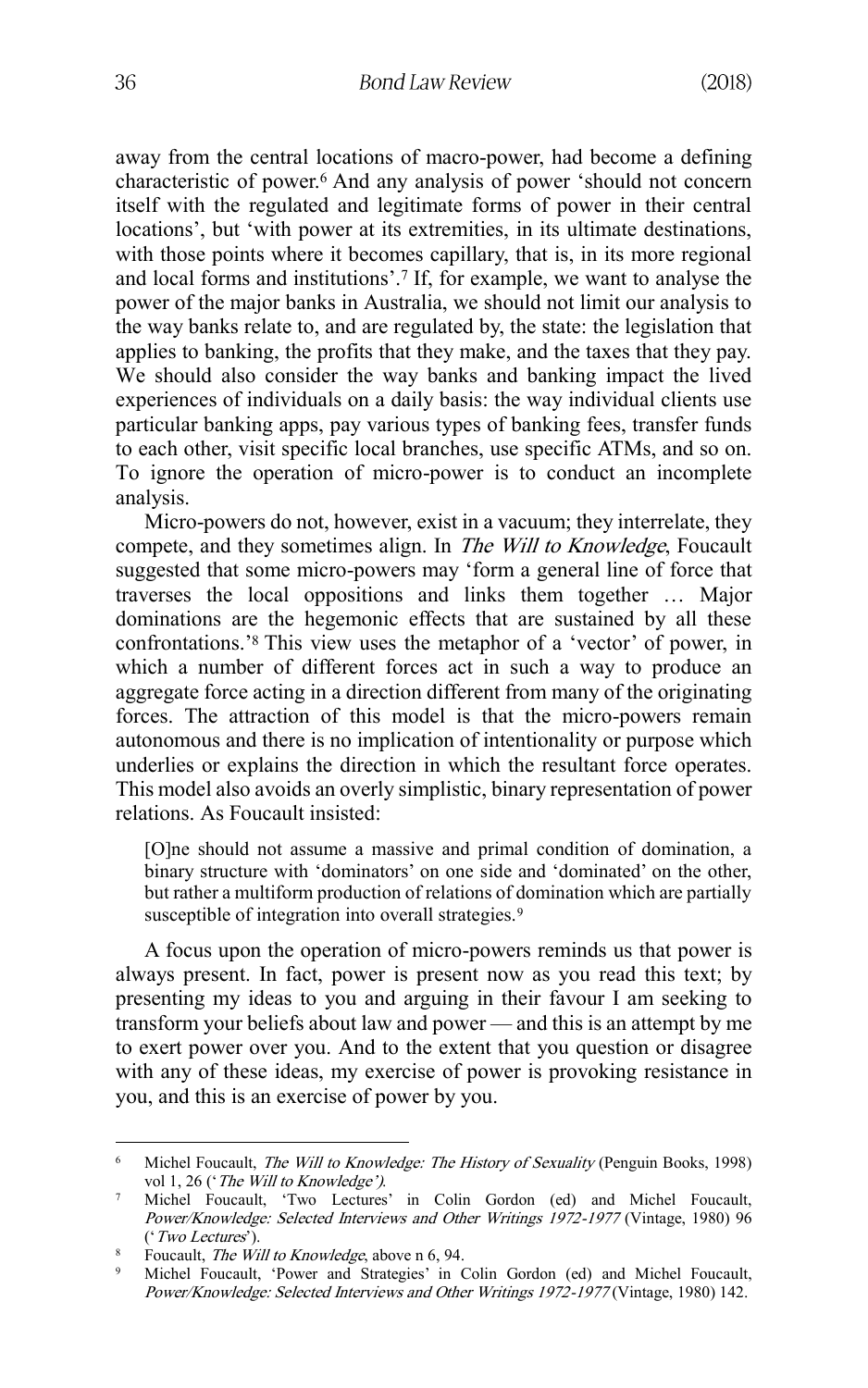away from the central locations of macro-power, had become a defining characteristic of power.[6] And any analysis of power 'should not concern itself with the regulated and legitimate forms of power in their central locations', but 'with power at its extremities, in its ultimate destinations, with those points where it becomes capillary, that is, in its more regional and local forms and institutions'.[7] If, for example, we want to analyse the power of the major banks in Australia, we should not limit our analysis to the way banks relate to, and are regulated by, the state: the legislation that applies to banking, the profits that they make, and the taxes that they pay. We should also consider the way banks and banking impact the lived experiences of individuals on a daily basis: the way individual clients use particular banking apps, pay various types of banking fees, transfer funds to each other, visit specific local branches, use specific ATMs, and so on. To ignore the operation of micro-power is to conduct an incomplete analysis.

Micro-powers do not, however, exist in a vacuum; they interrelate, they compete, and they sometimes align. In *The Will to Knowledge*, Foucault suggested that some micro-powers may 'form a general line of force that traverses the local oppositions and links them together … Major dominations are the hegemonic effects that are sustained by all these confrontations.'[8] This view uses the metaphor of a 'vector' of power, in which a number of different forces act in such a way to produce an aggregate force acting in a direction different from many of the originating forces. The attraction of this model is that the micro-powers remain autonomous and there is no implication of intentionality or purpose which underlies or explains the direction in which the resultant force operates. This model also avoids an overly simplistic, binary representation of power relations. As Foucault insisted:

> [O]ne should not assume a massive and primal condition of domination, a binary structure with 'dominators' on one side and 'dominated' on the other, but rather a multiform production of relations of domination which are partially susceptible of integration into overall strategies.[9]

A focus upon the operation of micro-powers reminds us that power is always present. In fact, power is present now as you read this text; by presenting my ideas to you and arguing in their favour I am seeking to transform your beliefs about law and power — and this is an attempt by me to exert power over you. And to the extent that you question or disagree with any of these ideas, my exercise of power is provoking resistance in you, and this is an exercise of power by you.

---

[6] Michel Foucault, *The Will to Knowledge: The History of Sexuality* (Penguin Books, 1998) vol 1, 26 ('*The Will to Knowledge'*).

[7] Michel Foucault, 'Two Lectures' in Colin Gordon (ed) and Michel Foucault, *Power/Knowledge: Selected Interviews and Other Writings 1972-1977* (Vintage, 1980) 96 ('*Two Lectures*').

[8] Foucault, *The Will to Knowledge*, above n 6, 94.

[9] Michel Foucault, 'Power and Strategies' in Colin Gordon (ed) and Michel Foucault, *Power/Knowledge: Selected Interviews and Other Writings 1972-1977* (Vintage, 1980) 142.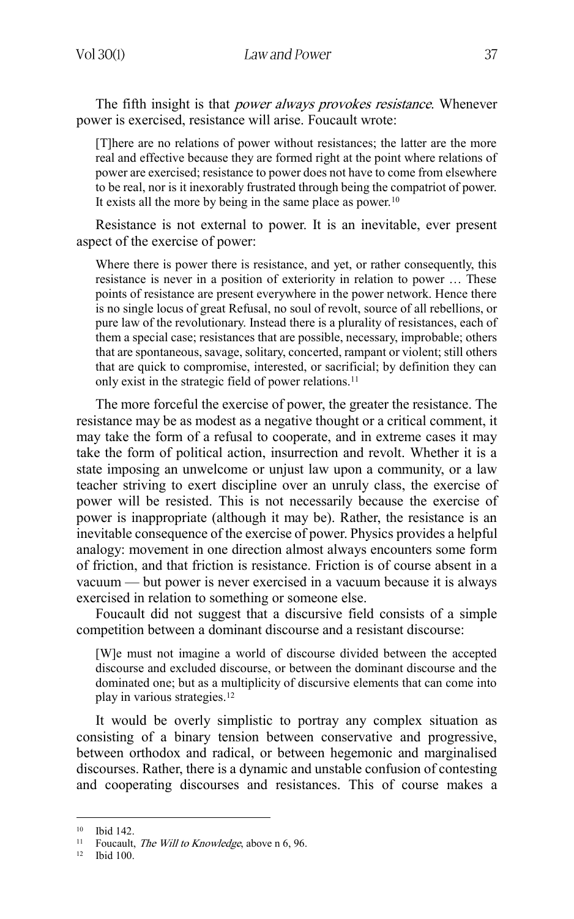The fifth insight is that *power always provokes resistance*. Whenever power is exercised, resistance will arise. Foucault wrote:

> [T]here are no relations of power without resistances; the latter are the more real and effective because they are formed right at the point where relations of power are exercised; resistance to power does not have to come from elsewhere to be real, nor is it inexorably frustrated through being the compatriot of power. It exists all the more by being in the same place as power.[10]

Resistance is not external to power. It is an inevitable, ever present aspect of the exercise of power:

> Where there is power there is resistance, and yet, or rather consequently, this resistance is never in a position of exteriority in relation to power … These points of resistance are present everywhere in the power network. Hence there is no single locus of great Refusal, no soul of revolt, source of all rebellions, or pure law of the revolutionary. Instead there is a plurality of resistances, each of them a special case; resistances that are possible, necessary, improbable; others that are spontaneous, savage, solitary, concerted, rampant or violent; still others that are quick to compromise, interested, or sacrificial; by definition they can only exist in the strategic field of power relations.[11]

The more forceful the exercise of power, the greater the resistance. The resistance may be as modest as a negative thought or a critical comment, it may take the form of a refusal to cooperate, and in extreme cases it may take the form of political action, insurrection and revolt. Whether it is a state imposing an unwelcome or unjust law upon a community, or a law teacher striving to exert discipline over an unruly class, the exercise of power will be resisted. This is not necessarily because the exercise of power is inappropriate (although it may be). Rather, the resistance is an inevitable consequence of the exercise of power. Physics provides a helpful analogy: movement in one direction almost always encounters some form of friction, and that friction is resistance. Friction is of course absent in a vacuum — but power is never exercised in a vacuum because it is always exercised in relation to something or someone else.

Foucault did not suggest that a discursive field consists of a simple competition between a dominant discourse and a resistant discourse:

> [W]e must not imagine a world of discourse divided between the accepted discourse and excluded discourse, or between the dominant discourse and the dominated one; but as a multiplicity of discursive elements that can come into play in various strategies.[12]

It would be overly simplistic to portray any complex situation as consisting of a binary tension between conservative and progressive, between orthodox and radical, or between hegemonic and marginalised discourses. Rather, there is a dynamic and unstable confusion of contesting and cooperating discourses and resistances. This of course makes a

---

[10] Ibid 142.

[11] Foucault, *The Will to Knowledge*, above n 6, 96.

[12] Ibid 100.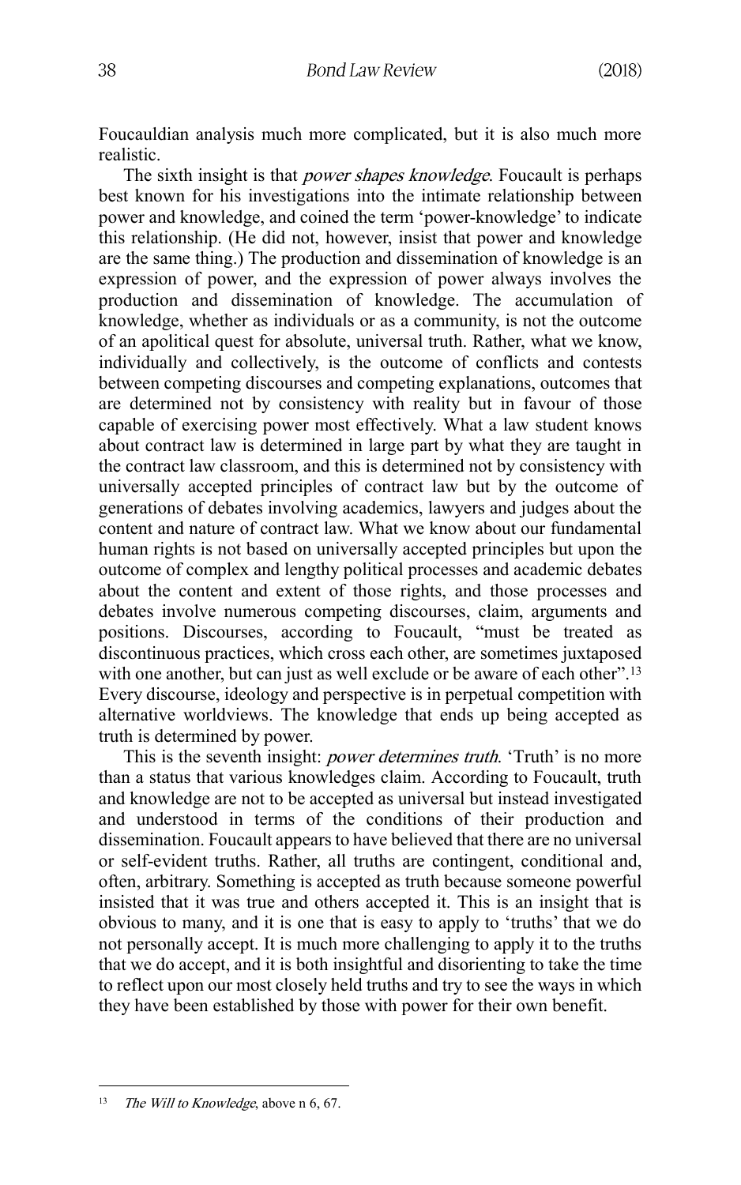Foucauldian analysis much more complicated, but it is also much more realistic.

The sixth insight is that *power shapes knowledge*. Foucault is perhaps best known for his investigations into the intimate relationship between power and knowledge, and coined the term 'power-knowledge' to indicate this relationship. (He did not, however, insist that power and knowledge are the same thing.) The production and dissemination of knowledge is an expression of power, and the expression of power always involves the production and dissemination of knowledge. The accumulation of knowledge, whether as individuals or as a community, is not the outcome of an apolitical quest for absolute, universal truth. Rather, what we know, individually and collectively, is the outcome of conflicts and contests between competing discourses and competing explanations, outcomes that are determined not by consistency with reality but in favour of those capable of exercising power most effectively. What a law student knows about contract law is determined in large part by what they are taught in the contract law classroom, and this is determined not by consistency with universally accepted principles of contract law but by the outcome of generations of debates involving academics, lawyers and judges about the content and nature of contract law. What we know about our fundamental human rights is not based on universally accepted principles but upon the outcome of complex and lengthy political processes and academic debates about the content and extent of those rights, and those processes and debates involve numerous competing discourses, claim, arguments and positions. Discourses, according to Foucault, "must be treated as discontinuous practices, which cross each other, are sometimes juxtaposed with one another, but can just as well exclude or be aware of each other".[13] Every discourse, ideology and perspective is in perpetual competition with alternative worldviews. The knowledge that ends up being accepted as truth is determined by power.

This is the seventh insight: *power determines truth*. 'Truth' is no more than a status that various knowledges claim. According to Foucault, truth and knowledge are not to be accepted as universal but instead investigated and understood in terms of the conditions of their production and dissemination. Foucault appears to have believed that there are no universal or self-evident truths. Rather, all truths are contingent, conditional and, often, arbitrary. Something is accepted as truth because someone powerful insisted that it was true and others accepted it. This is an insight that is obvious to many, and it is one that is easy to apply to 'truths' that we do not personally accept. It is much more challenging to apply it to the truths that we do accept, and it is both insightful and disorienting to take the time to reflect upon our most closely held truths and try to see the ways in which they have been established by those with power for their own benefit.

---

[13] *The Will to Knowledge*, above n 6, 67.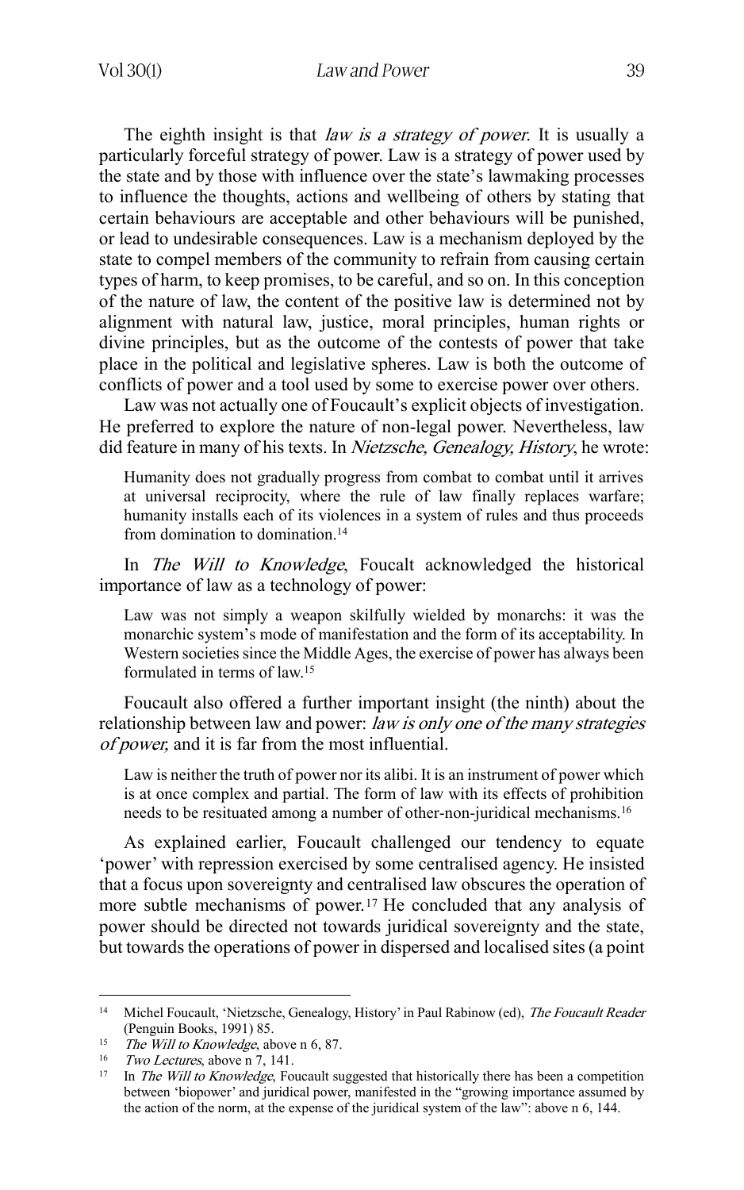The eighth insight is that *law is a strategy of power*. It is usually a particularly forceful strategy of power. Law is a strategy of power used by the state and by those with influence over the state's lawmaking processes to influence the thoughts, actions and wellbeing of others by stating that certain behaviours are acceptable and other behaviours will be punished, or lead to undesirable consequences. Law is a mechanism deployed by the state to compel members of the community to refrain from causing certain types of harm, to keep promises, to be careful, and so on. In this conception of the nature of law, the content of the positive law is determined not by alignment with natural law, justice, moral principles, human rights or divine principles, but as the outcome of the contests of power that take place in the political and legislative spheres. Law is both the outcome of conflicts of power and a tool used by some to exercise power over others.

Law was not actually one of Foucault's explicit objects of investigation. He preferred to explore the nature of non-legal power. Nevertheless, law did feature in many of his texts. In *Nietzsche, Genealogy, History*, he wrote:

> Humanity does not gradually progress from combat to combat until it arrives at universal reciprocity, where the rule of law finally replaces warfare; humanity installs each of its violences in a system of rules and thus proceeds from domination to domination.[14]

In *The Will to Knowledge*, Foucalt acknowledged the historical importance of law as a technology of power:

> Law was not simply a weapon skilfully wielded by monarchs: it was the monarchic system's mode of manifestation and the form of its acceptability. In Western societies since the Middle Ages, the exercise of power has always been formulated in terms of law.[15]

Foucault also offered a further important insight (the ninth) about the relationship between law and power: *law is only one of the many strategies of power,* and it is far from the most influential.

> Law is neither the truth of power nor its alibi. It is an instrument of power which is at once complex and partial. The form of law with its effects of prohibition needs to be resituated among a number of other-non-juridical mechanisms.[16]

As explained earlier, Foucault challenged our tendency to equate 'power' with repression exercised by some centralised agency. He insisted that a focus upon sovereignty and centralised law obscures the operation of more subtle mechanisms of power.[17] He concluded that any analysis of power should be directed not towards juridical sovereignty and the state, but towards the operations of power in dispersed and localised sites (a point

---

[14] Michel Foucault, 'Nietzsche, Genealogy, History' in Paul Rabinow (ed), *The Foucault Reader* (Penguin Books, 1991) 85.

[15] *The Will to Knowledge*, above n 6, 87.

[16] *Two Lectures*, above n 7, 141.

[17] In *The Will to Knowledge*, Foucault suggested that historically there has been a competition between 'biopower' and juridical power, manifested in the "growing importance assumed by the action of the norm, at the expense of the juridical system of the law": above n 6, 144.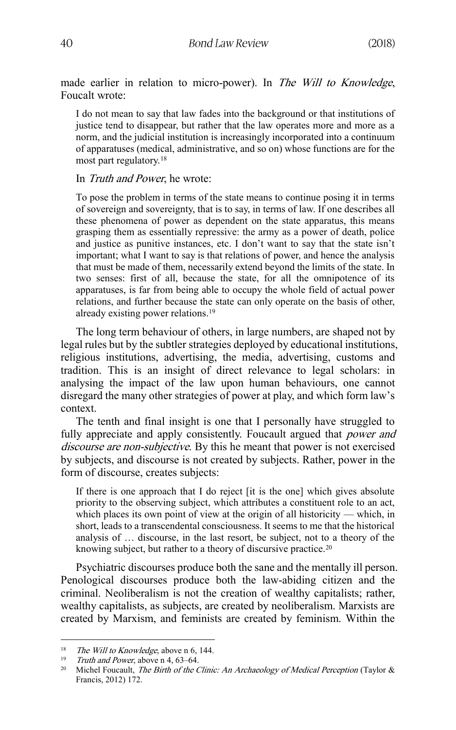made earlier in relation to micro-power). In *The Will to Knowledge*, Foucalt wrote:

> I do not mean to say that law fades into the background or that institutions of justice tend to disappear, but rather that the law operates more and more as a norm, and the judicial institution is increasingly incorporated into a continuum of apparatuses (medical, administrative, and so on) whose functions are for the most part regulatory.[18]

In *Truth and Power*, he wrote:

> To pose the problem in terms of the state means to continue posing it in terms of sovereign and sovereignty, that is to say, in terms of law. If one describes all these phenomena of power as dependent on the state apparatus, this means grasping them as essentially repressive: the army as a power of death, police and justice as punitive instances, etc. I don't want to say that the state isn't important; what I want to say is that relations of power, and hence the analysis that must be made of them, necessarily extend beyond the limits of the state. In two senses: first of all, because the state, for all the omnipotence of its apparatuses, is far from being able to occupy the whole field of actual power relations, and further because the state can only operate on the basis of other, already existing power relations.[19]

The long term behaviour of others, in large numbers, are shaped not by legal rules but by the subtler strategies deployed by educational institutions, religious institutions, advertising, the media, advertising, customs and tradition. This is an insight of direct relevance to legal scholars: in analysing the impact of the law upon human behaviours, one cannot disregard the many other strategies of power at play, and which form law's context.

The tenth and final insight is one that I personally have struggled to fully appreciate and apply consistently. Foucault argued that *power and discourse are non-subjective*. By this he meant that power is not exercised by subjects, and discourse is not created by subjects. Rather, power in the form of discourse, creates subjects:

> If there is one approach that I do reject [it is the one] which gives absolute priority to the observing subject, which attributes a constituent role to an act, which places its own point of view at the origin of all historicity — which, in short, leads to a transcendental consciousness. It seems to me that the historical analysis of … discourse, in the last resort, be subject, not to a theory of the knowing subject, but rather to a theory of discursive practice.[20]

Psychiatric discourses produce both the sane and the mentally ill person. Penological discourses produce both the law-abiding citizen and the criminal. Neoliberalism is not the creation of wealthy capitalists; rather, wealthy capitalists, as subjects, are created by neoliberalism. Marxists are created by Marxism, and feminists are created by feminism. Within the

---

[18] *The Will to Knowledge*, above n 6, 144.

[19] *Truth and Power*, above n 4, 63–64.

[20] Michel Foucault, *The Birth of the Clinic: An Archaeology of Medical Perception* (Taylor & Francis, 2012) 172.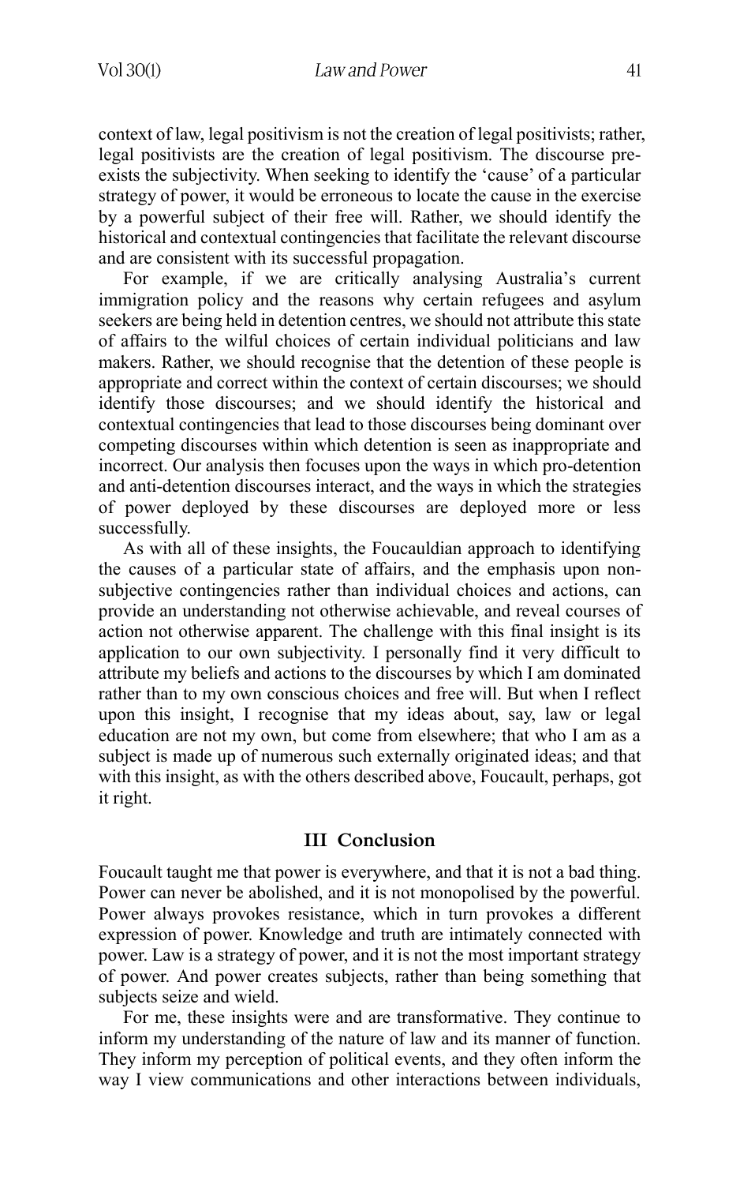context of law, legal positivism is not the creation of legal positivists; rather, legal positivists are the creation of legal positivism. The discourse pre-exists the subjectivity. When seeking to identify the 'cause' of a particular strategy of power, it would be erroneous to locate the cause in the exercise by a powerful subject of their free will. Rather, we should identify the historical and contextual contingencies that facilitate the relevant discourse and are consistent with its successful propagation.

For example, if we are critically analysing Australia's current immigration policy and the reasons why certain refugees and asylum seekers are being held in detention centres, we should not attribute this state of affairs to the wilful choices of certain individual politicians and law makers. Rather, we should recognise that the detention of these people is appropriate and correct within the context of certain discourses; we should identify those discourses; and we should identify the historical and contextual contingencies that lead to those discourses being dominant over competing discourses within which detention is seen as inappropriate and incorrect. Our analysis then focuses upon the ways in which pro-detention and anti-detention discourses interact, and the ways in which the strategies of power deployed by these discourses are deployed more or less successfully.

As with all of these insights, the Foucauldian approach to identifying the causes of a particular state of affairs, and the emphasis upon non-subjective contingencies rather than individual choices and actions, can provide an understanding not otherwise achievable, and reveal courses of action not otherwise apparent. The challenge with this final insight is its application to our own subjectivity. I personally find it very difficult to attribute my beliefs and actions to the discourses by which I am dominated rather than to my own conscious choices and free will. But when I reflect upon this insight, I recognise that my ideas about, say, law or legal education are not my own, but come from elsewhere; that who I am as a subject is made up of numerous such externally originated ideas; and that with this insight, as with the others described above, Foucault, perhaps, got it right.

## III Conclusion

Foucault taught me that power is everywhere, and that it is not a bad thing. Power can never be abolished, and it is not monopolised by the powerful. Power always provokes resistance, which in turn provokes a different expression of power. Knowledge and truth are intimately connected with power. Law is a strategy of power, and it is not the most important strategy of power. And power creates subjects, rather than being something that subjects seize and wield.

For me, these insights were and are transformative. They continue to inform my understanding of the nature of law and its manner of function. They inform my perception of political events, and they often inform the way I view communications and other interactions between individuals,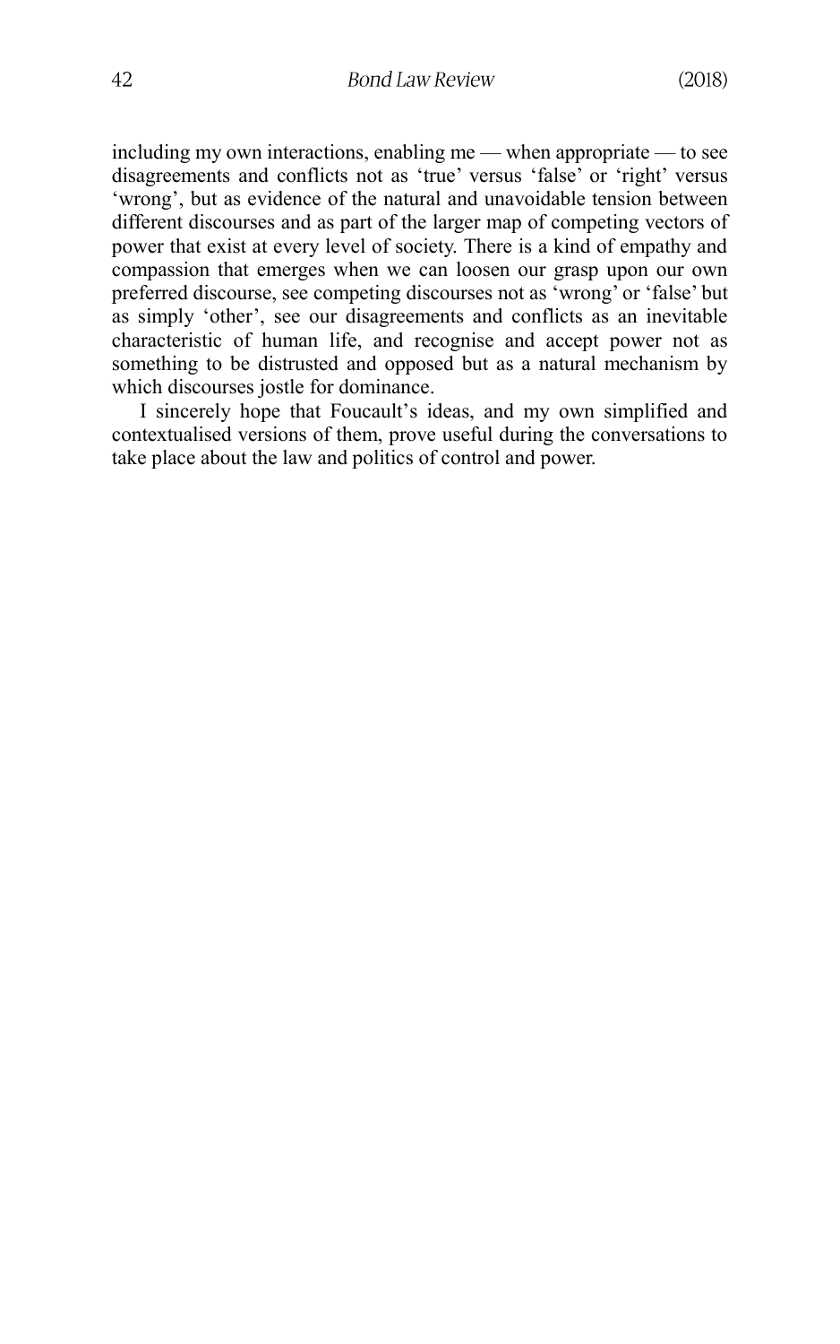including my own interactions, enabling me — when appropriate — to see disagreements and conflicts not as 'true' versus 'false' or 'right' versus 'wrong', but as evidence of the natural and unavoidable tension between different discourses and as part of the larger map of competing vectors of power that exist at every level of society. There is a kind of empathy and compassion that emerges when we can loosen our grasp upon our own preferred discourse, see competing discourses not as 'wrong' or 'false' but as simply 'other', see our disagreements and conflicts as an inevitable characteristic of human life, and recognise and accept power not as something to be distrusted and opposed but as a natural mechanism by which discourses jostle for dominance.

I sincerely hope that Foucault's ideas, and my own simplified and contextualised versions of them, prove useful during the conversations to take place about the law and politics of control and power.